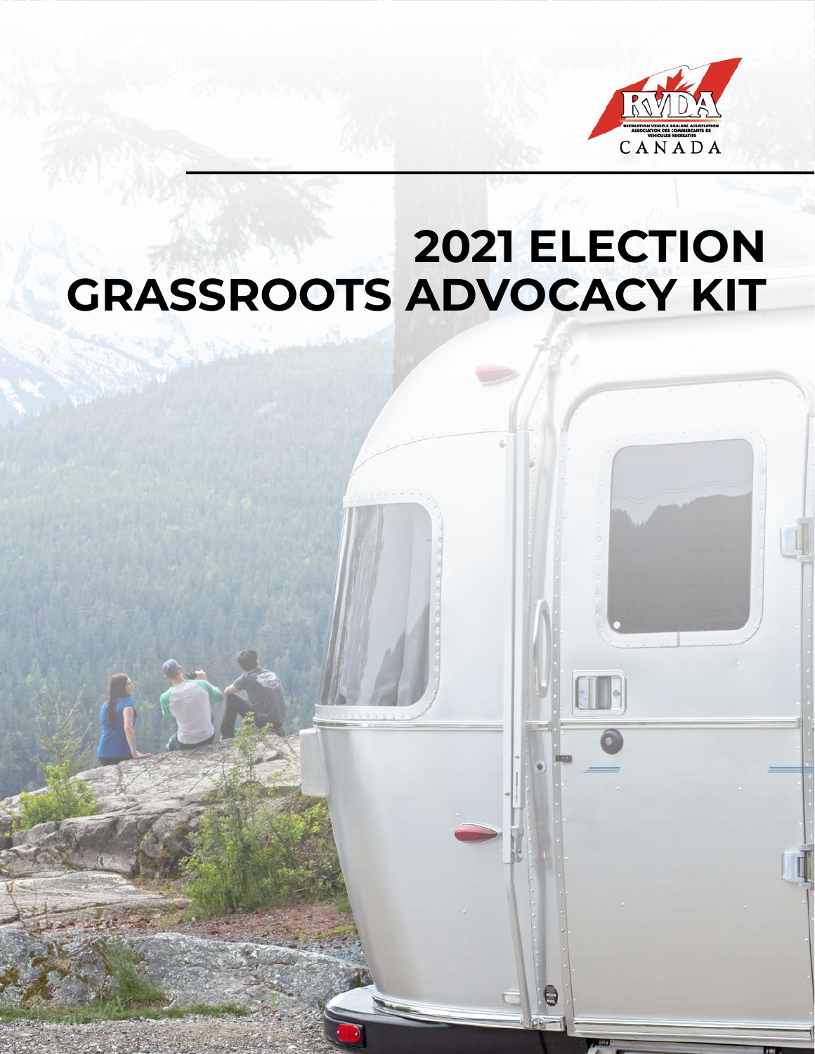RVDA

RECREATION VEHICLE DEALERS ASSOCIATION
ASSOCIATION DES COMMERCANTS DE VEHICULES RECREATIFS
CANADA

# 2021 ELECTION GRASSROOTS ADVOCACY KIT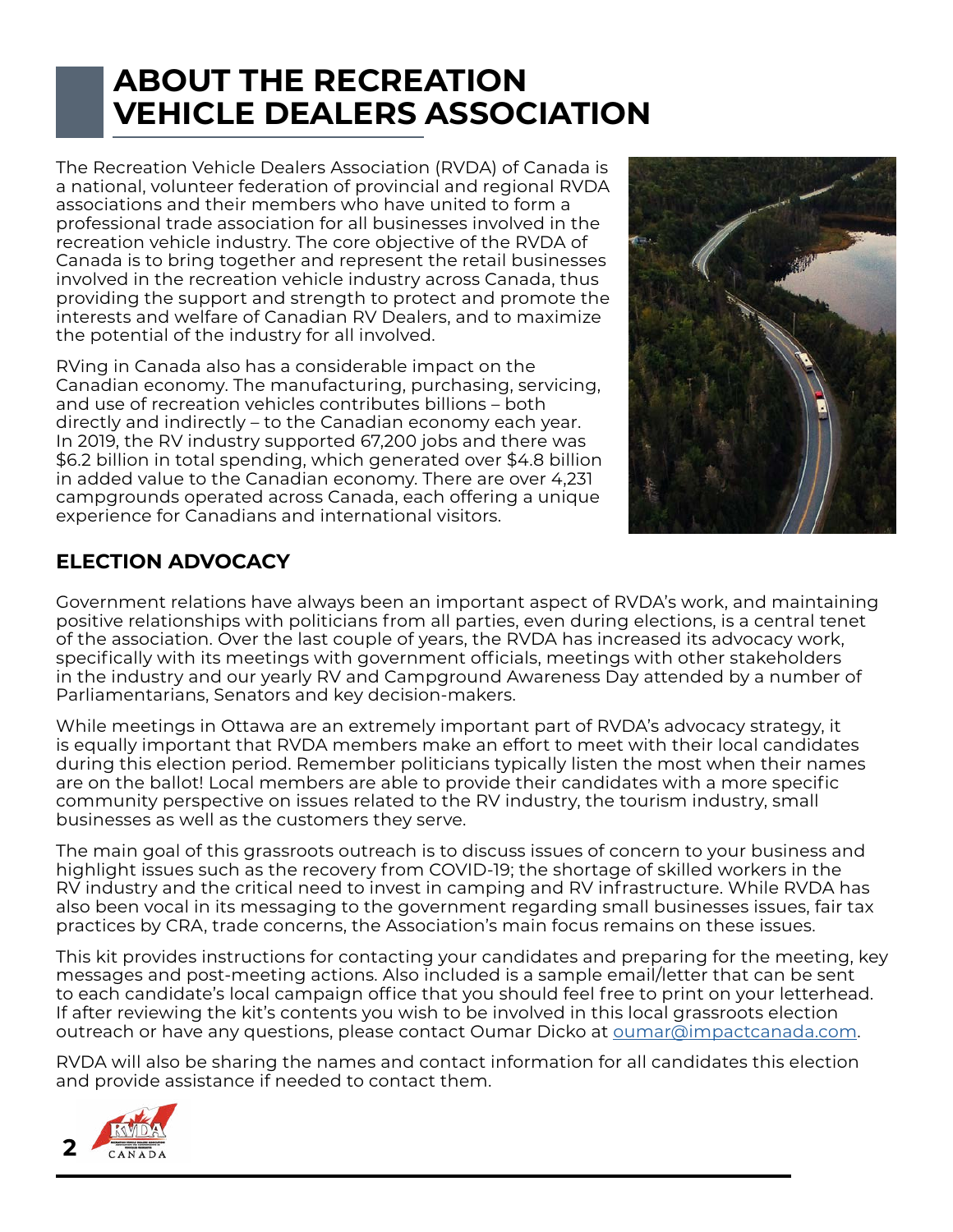# ABOUT THE RECREATION VEHICLE DEALERS ASSOCIATION

The Recreation Vehicle Dealers Association (RVDA) of Canada is a national, volunteer federation of provincial and regional RVDA associations and their members who have united to form a professional trade association for all businesses involved in the recreation vehicle industry. The core objective of the RVDA of Canada is to bring together and represent the retail businesses involved in the recreation vehicle industry across Canada, thus providing the support and strength to protect and promote the interests and welfare of Canadian RV Dealers, and to maximize the potential of the industry for all involved.

RVing in Canada also has a considerable impact on the Canadian economy. The manufacturing, purchasing, servicing, and use of recreation vehicles contributes billions – both directly and indirectly – to the Canadian economy each year. In 2019, the RV industry supported 67,200 jobs and there was $6.2 billion in total spending, which generated over $4.8 billion in added value to the Canadian economy. There are over 4,231 campgrounds operated across Canada, each offering a unique experience for Canadians and international visitors.

## ELECTION ADVOCACY

Government relations have always been an important aspect of RVDA's work, and maintaining positive relationships with politicians from all parties, even during elections, is a central tenet of the association. Over the last couple of years, the RVDA has increased its advocacy work, specifically with its meetings with government officials, meetings with other stakeholders in the industry and our yearly RV and Campground Awareness Day attended by a number of Parliamentarians, Senators and key decision-makers.

While meetings in Ottawa are an extremely important part of RVDA's advocacy strategy, it is equally important that RVDA members make an effort to meet with their local candidates during this election period. Remember politicians typically listen the most when their names are on the ballot! Local members are able to provide their candidates with a more specific community perspective on issues related to the RV industry, the tourism industry, small businesses as well as the customers they serve.

The main goal of this grassroots outreach is to discuss issues of concern to your business and highlight issues such as the recovery from COVID-19; the shortage of skilled workers in the RV industry and the critical need to invest in camping and RV infrastructure. While RVDA has also been vocal in its messaging to the government regarding small businesses issues, fair tax practices by CRA, trade concerns, the Association's main focus remains on these issues.

This kit provides instructions for contacting your candidates and preparing for the meeting, key messages and post-meeting actions. Also included is a sample email/letter that can be sent to each candidate's local campaign office that you should feel free to print on your letterhead. If after reviewing the kit's contents you wish to be involved in this local grassroots election outreach or have any questions, please contact Oumar Dicko at oumar@impactcanada.com.

RVDA will also be sharing the names and contact information for all candidates this election and provide assistance if needed to contact them.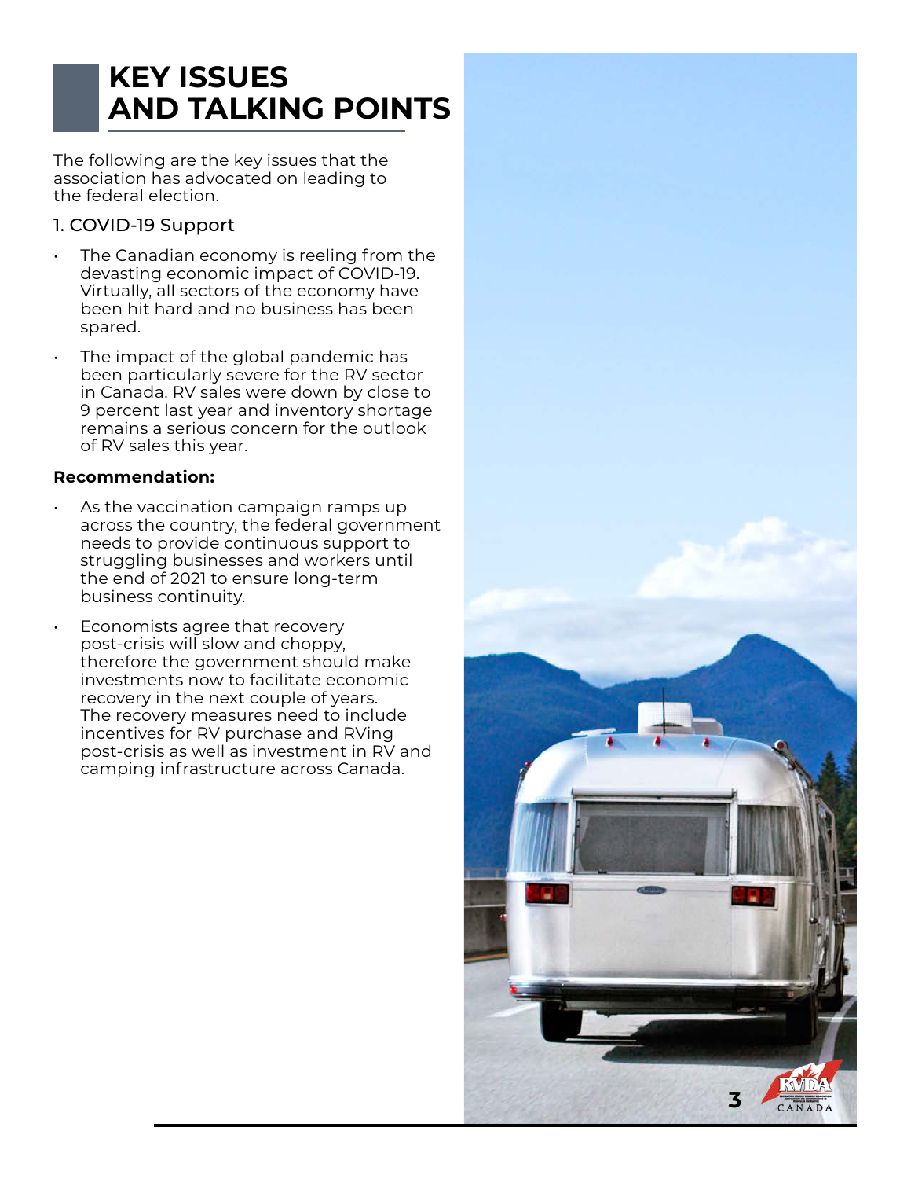# KEY ISSUES AND TALKING POINTS

The following are the key issues that the association has advocated on leading to the federal election.

## 1. COVID-19 Support

- The Canadian economy is reeling from the devasting economic impact of COVID-19. Virtually, all sectors of the economy have been hit hard and no business has been spared.
- The impact of the global pandemic has been particularly severe for the RV sector in Canada. RV sales were down by close to 9 percent last year and inventory shortage remains a serious concern for the outlook of RV sales this year.

**Recommendation:**

- As the vaccination campaign ramps up across the country, the federal government needs to provide continuous support to struggling businesses and workers until the end of 2021 to ensure long-term business continuity.
- Economists agree that recovery post-crisis will slow and choppy, therefore the government should make investments now to facilitate economic recovery in the next couple of years. The recovery measures need to include incentives for RV purchase and RVing post-crisis as well as investment in RV and camping infrastructure across Canada.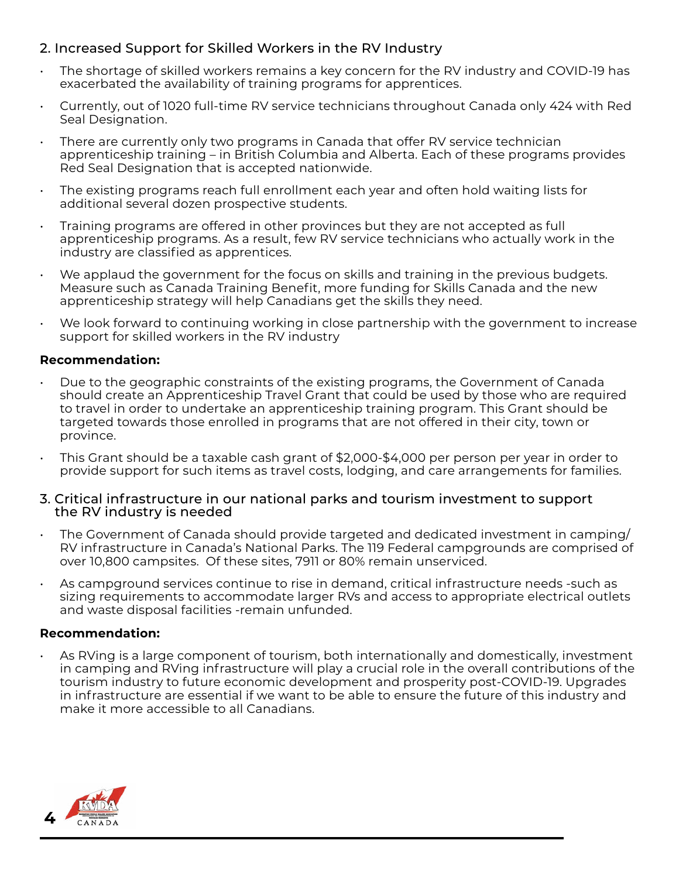## 2. Increased Support for Skilled Workers in the RV Industry

- The shortage of skilled workers remains a key concern for the RV industry and COVID-19 has exacerbated the availability of training programs for apprentices.
- Currently, out of 1020 full-time RV service technicians throughout Canada only 424 with Red Seal Designation.
- There are currently only two programs in Canada that offer RV service technician apprenticeship training – in British Columbia and Alberta. Each of these programs provides Red Seal Designation that is accepted nationwide.
- The existing programs reach full enrollment each year and often hold waiting lists for additional several dozen prospective students.
- Training programs are offered in other provinces but they are not accepted as full apprenticeship programs. As a result, few RV service technicians who actually work in the industry are classified as apprentices.
- We applaud the government for the focus on skills and training in the previous budgets. Measure such as Canada Training Benefit, more funding for Skills Canada and the new apprenticeship strategy will help Canadians get the skills they need.
- We look forward to continuing working in close partnership with the government to increase support for skilled workers in the RV industry

**Recommendation:**

- Due to the geographic constraints of the existing programs, the Government of Canada should create an Apprenticeship Travel Grant that could be used by those who are required to travel in order to undertake an apprenticeship training program. This Grant should be targeted towards those enrolled in programs that are not offered in their city, town or province.
- This Grant should be a taxable cash grant of $2,000-$4,000 per person per year in order to provide support for such items as travel costs, lodging, and care arrangements for families.

## 3. Critical infrastructure in our national parks and tourism investment to support the RV industry is needed

- The Government of Canada should provide targeted and dedicated investment in camping/RV infrastructure in Canada's National Parks. The 119 Federal campgrounds are comprised of over 10,800 campsites. Of these sites, 7911 or 80% remain unserviced.
- As campground services continue to rise in demand, critical infrastructure needs -such as sizing requirements to accommodate larger RVs and access to appropriate electrical outlets and waste disposal facilities -remain unfunded.

**Recommendation:**

- As RVing is a large component of tourism, both internationally and domestically, investment in camping and RVing infrastructure will play a crucial role in the overall contributions of the tourism industry to future economic development and prosperity post-COVID-19. Upgrades in infrastructure are essential if we want to be able to ensure the future of this industry and make it more accessible to all Canadians.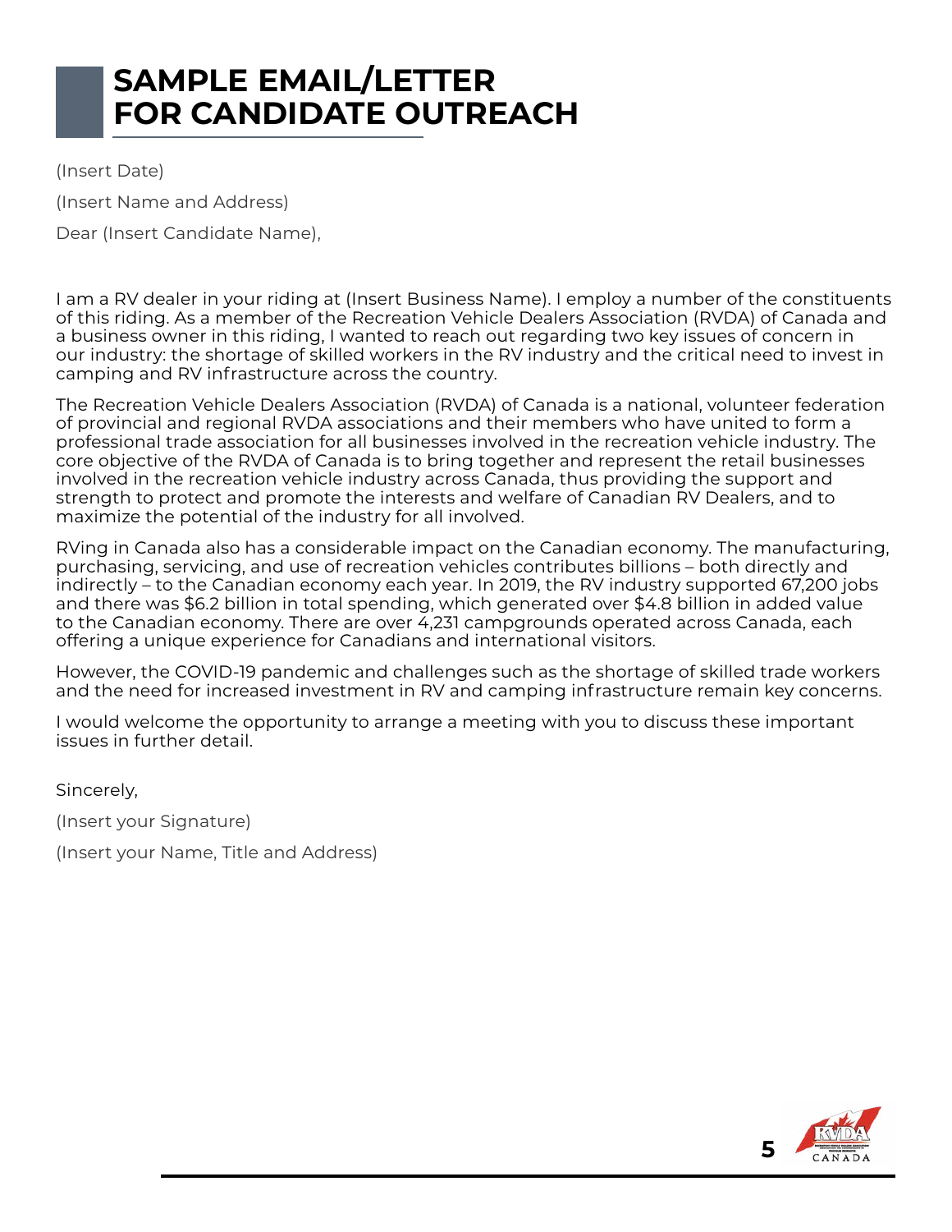# SAMPLE EMAIL/LETTER FOR CANDIDATE OUTREACH

(Insert Date)

(Insert Name and Address)

Dear (Insert Candidate Name),

I am a RV dealer in your riding at (Insert Business Name). I employ a number of the constituents of this riding. As a member of the Recreation Vehicle Dealers Association (RVDA) of Canada and a business owner in this riding, I wanted to reach out regarding two key issues of concern in our industry: the shortage of skilled workers in the RV industry and the critical need to invest in camping and RV infrastructure across the country.

The Recreation Vehicle Dealers Association (RVDA) of Canada is a national, volunteer federation of provincial and regional RVDA associations and their members who have united to form a professional trade association for all businesses involved in the recreation vehicle industry. The core objective of the RVDA of Canada is to bring together and represent the retail businesses involved in the recreation vehicle industry across Canada, thus providing the support and strength to protect and promote the interests and welfare of Canadian RV Dealers, and to maximize the potential of the industry for all involved.

RVing in Canada also has a considerable impact on the Canadian economy. The manufacturing, purchasing, servicing, and use of recreation vehicles contributes billions – both directly and indirectly – to the Canadian economy each year. In 2019, the RV industry supported 67,200 jobs and there was $6.2 billion in total spending, which generated over $4.8 billion in added value to the Canadian economy. There are over 4,231 campgrounds operated across Canada, each offering a unique experience for Canadians and international visitors.

However, the COVID-19 pandemic and challenges such as the shortage of skilled trade workers and the need for increased investment in RV and camping infrastructure remain key concerns.

I would welcome the opportunity to arrange a meeting with you to discuss these important issues in further detail.

Sincerely,

(Insert your Signature)

(Insert your Name, Title and Address)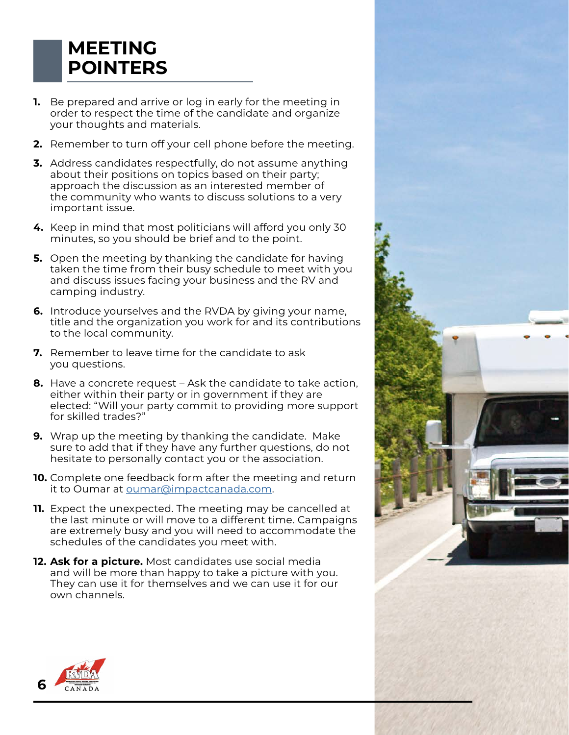# MEETING POINTERS

1. Be prepared and arrive or log in early for the meeting in order to respect the time of the candidate and organize your thoughts and materials.
2. Remember to turn off your cell phone before the meeting.
3. Address candidates respectfully, do not assume anything about their positions on topics based on their party; approach the discussion as an interested member of the community who wants to discuss solutions to a very important issue.
4. Keep in mind that most politicians will afford you only 30 minutes, so you should be brief and to the point.
5. Open the meeting by thanking the candidate for having taken the time from their busy schedule to meet with you and discuss issues facing your business and the RV and camping industry.
6. Introduce yourselves and the RVDA by giving your name, title and the organization you work for and its contributions to the local community.
7. Remember to leave time for the candidate to ask you questions.
8. Have a concrete request – Ask the candidate to take action, either within their party or in government if they are elected: "Will your party commit to providing more support for skilled trades?"
9. Wrap up the meeting by thanking the candidate. Make sure to add that if they have any further questions, do not hesitate to personally contact you or the association.
10. Complete one feedback form after the meeting and return it to Oumar at oumar@impactcanada.com.
11. Expect the unexpected. The meeting may be cancelled at the last minute or will move to a different time. Campaigns are extremely busy and you will need to accommodate the schedules of the candidates you meet with.
12. **Ask for a picture.** Most candidates use social media and will be more than happy to take a picture with you. They can use it for themselves and we can use it for our own channels.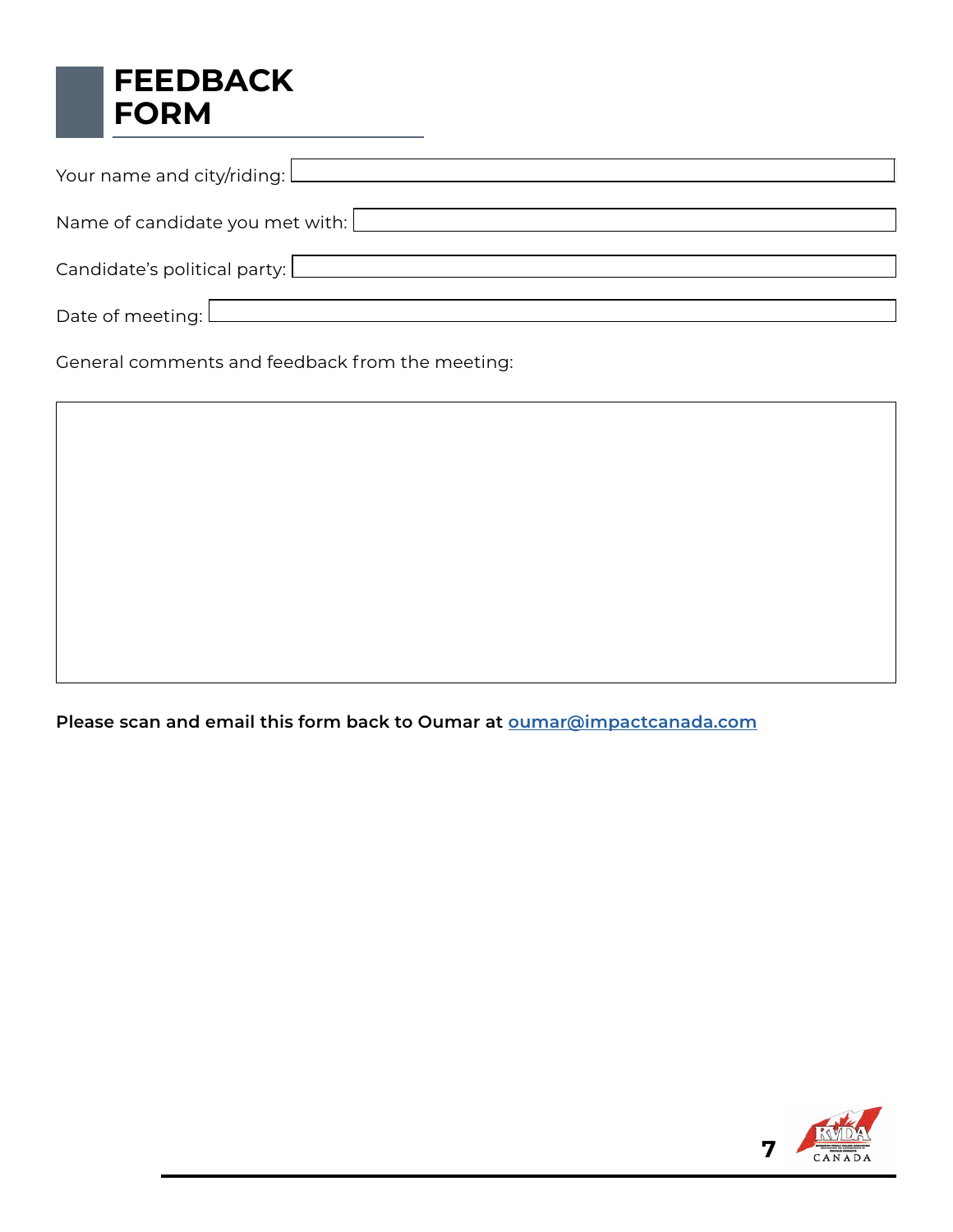# FEEDBACK FORM

Your name and city/riding:

Name of candidate you met with:

Candidate's political party:

Date of meeting:

General comments and feedback from the meeting:

**Please scan and email this form back to Oumar at [oumar@impactcanada.com](mailto:oumar@impactcanada.com)**